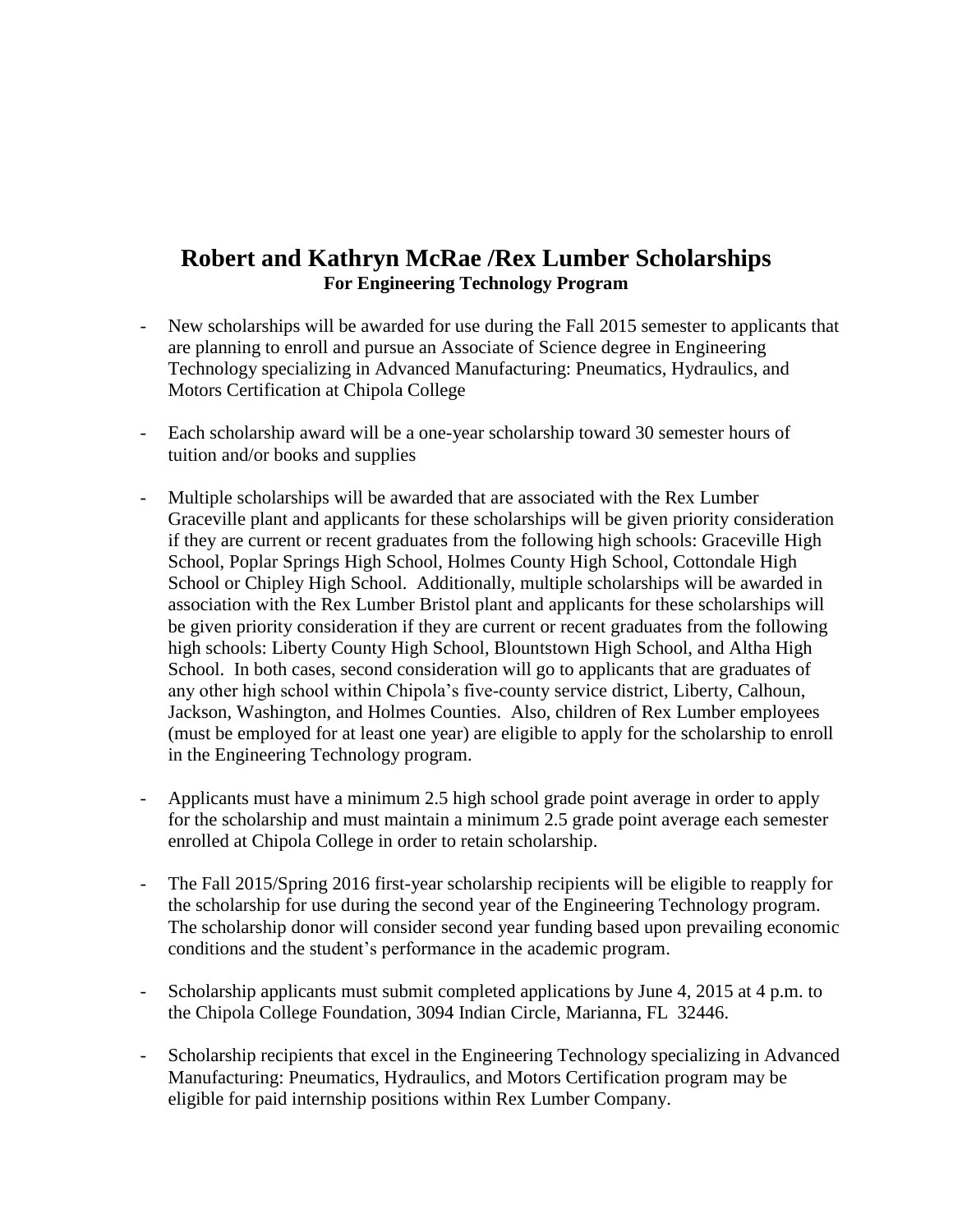# Robert and Kathryn McRae /Rex Lumber Scholarships

**For Engineering Technology Program**

- New scholarships will be awarded for use during the Fall 2015 semester to applicants that are planning to enroll and pursue an Associate of Science degree in Engineering Technology specializing in Advanced Manufacturing: Pneumatics, Hydraulics, and Motors Certification at Chipola College

- Each scholarship award will be a one-year scholarship toward 30 semester hours of tuition and/or books and supplies

- Multiple scholarships will be awarded that are associated with the Rex Lumber Graceville plant and applicants for these scholarships will be given priority consideration if they are current or recent graduates from the following high schools: Graceville High School, Poplar Springs High School, Holmes County High School, Cottondale High School or Chipley High School. Additionally, multiple scholarships will be awarded in association with the Rex Lumber Bristol plant and applicants for these scholarships will be given priority consideration if they are current or recent graduates from the following high schools: Liberty County High School, Blountstown High School, and Altha High School. In both cases, second consideration will go to applicants that are graduates of any other high school within Chipola's five-county service district, Liberty, Calhoun, Jackson, Washington, and Holmes Counties. Also, children of Rex Lumber employees (must be employed for at least one year) are eligible to apply for the scholarship to enroll in the Engineering Technology program.

- Applicants must have a minimum 2.5 high school grade point average in order to apply for the scholarship and must maintain a minimum 2.5 grade point average each semester enrolled at Chipola College in order to retain scholarship.

- The Fall 2015/Spring 2016 first-year scholarship recipients will be eligible to reapply for the scholarship for use during the second year of the Engineering Technology program. The scholarship donor will consider second year funding based upon prevailing economic conditions and the student's performance in the academic program.

- Scholarship applicants must submit completed applications by June 4, 2015 at 4 p.m. to the Chipola College Foundation, 3094 Indian Circle, Marianna, FL 32446.

- Scholarship recipients that excel in the Engineering Technology specializing in Advanced Manufacturing: Pneumatics, Hydraulics, and Motors Certification program may be eligible for paid internship positions within Rex Lumber Company.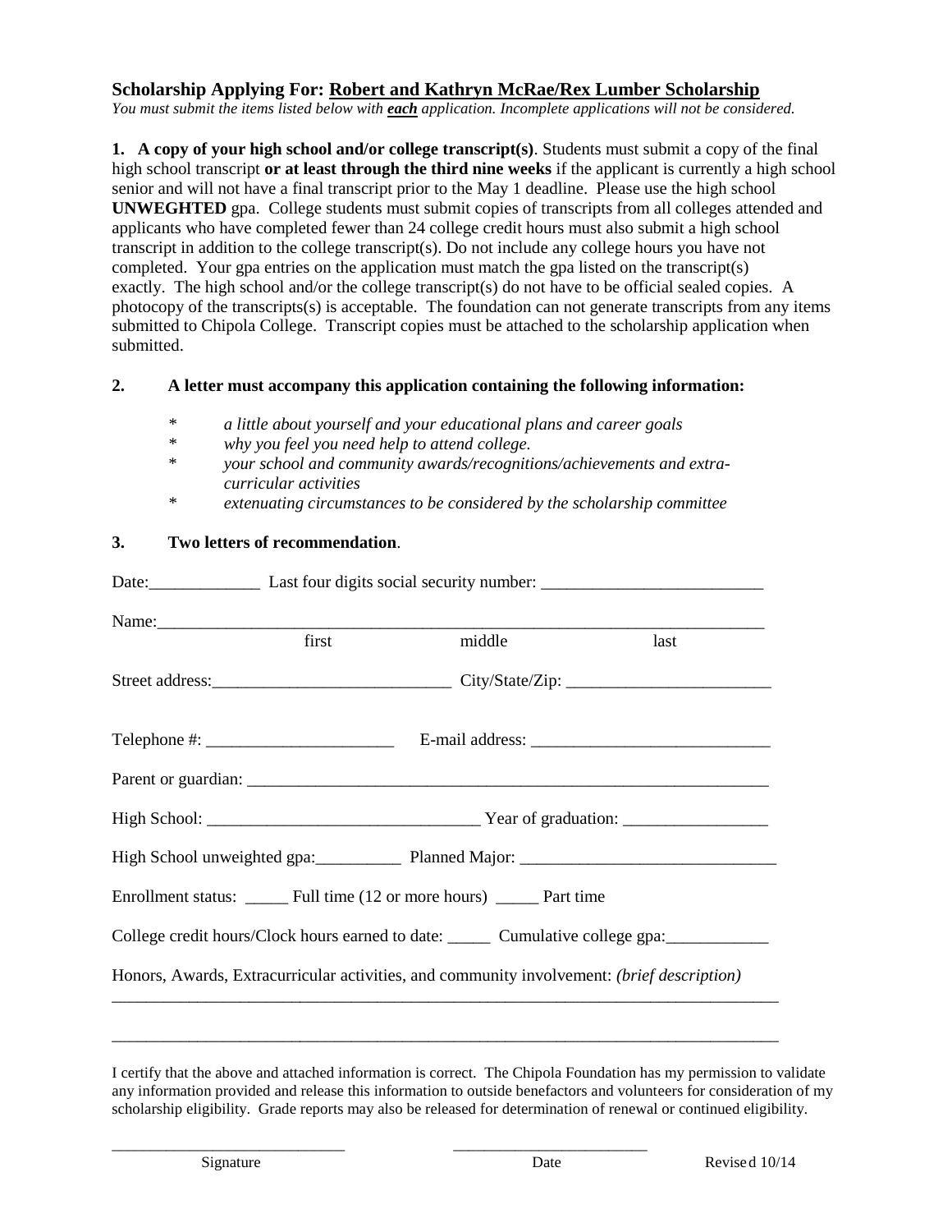**Scholarship Applying For: Robert and Kathryn McRae/Rex Lumber Scholarship**

*You must submit the items listed below with **each** application. Incomplete applications will not be considered.*

**1. A copy of your high school and/or college transcript(s)**. Students must submit a copy of the final high school transcript **or at least through the third nine weeks** if the applicant is currently a high school senior and will not have a final transcript prior to the May 1 deadline. Please use the high school **UNWEGHTED** gpa. College students must submit copies of transcripts from all colleges attended and applicants who have completed fewer than 24 college credit hours must also submit a high school transcript in addition to the college transcript(s). Do not include any college hours you have not completed. Your gpa entries on the application must match the gpa listed on the transcript(s) exactly. The high school and/or the college transcript(s) do not have to be official sealed copies. A photocopy of the transcripts(s) is acceptable. The foundation can not generate transcripts from any items submitted to Chipola College. Transcript copies must be attached to the scholarship application when submitted.

**2. A letter must accompany this application containing the following information:**

- *a little about yourself and your educational plans and career goals*
- *why you feel you need help to attend college.*
- *your school and community awards/recognitions/achievements and extra-curricular activities*
- *extenuating circumstances to be considered by the scholarship committee*

**3. Two letters of recommendation**.

Date:_____________ Last four digits social security number: __________________________

Name:_____________________________________________________________________
first middle last

Street address:___________________________ City/State/Zip: ________________________

Telephone #: ______________________ E-mail address: ___________________________

Parent or guardian: ________________________________________________________

High School: _______________________________ Year of graduation: ________________

High School unweighted gpa:__________ Planned Major: _____________________________

Enrollment status: _____ Full time (12 or more hours) _____ Part time

College credit hours/Clock hours earned to date: _____ Cumulative college gpa:____________

Honors, Awards, Extracurricular activities, and community involvement: *(brief description)*

_________________________________________________________________________________

_________________________________________________________________________________

I certify that the above and attached information is correct. The Chipola Foundation has my permission to validate any information provided and release this information to outside benefactors and volunteers for consideration of my scholarship eligibility. Grade reports may also be released for determination of renewal or continued eligibility.

____________________________ ________________________
Signature Date

Revised 10/14